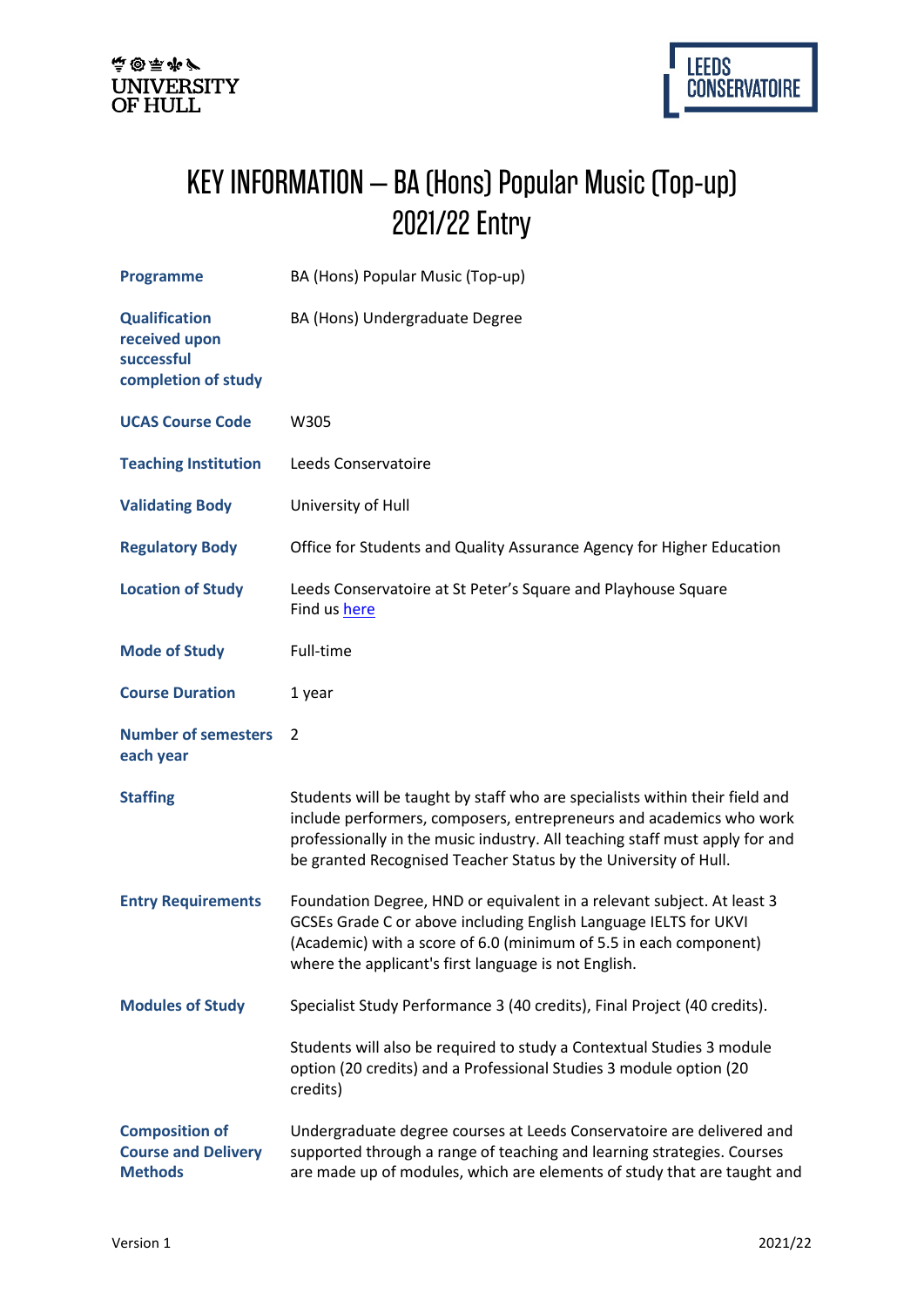UNIVERSITY OF HULL

LEEDS CONSERVATOIRE

# KEY INFORMATION – BA (Hons) Popular Music (Top-up) 2021/22 Entry

| | |
|---|---|
| **Programme** | BA (Hons) Popular Music (Top-up) |
| **Qualification received upon successful completion of study** | BA (Hons) Undergraduate Degree |
| **UCAS Course Code** | W305 |
| **Teaching Institution** | Leeds Conservatoire |
| **Validating Body** | University of Hull |
| **Regulatory Body** | Office for Students and Quality Assurance Agency for Higher Education |
| **Location of Study** | Leeds Conservatoire at St Peter's Square and Playhouse Square<br>Find us here |
| **Mode of Study** | Full-time |
| **Course Duration** | 1 year |
| **Number of semesters each year** | 2 |
| **Staffing** | Students will be taught by staff who are specialists within their field and include performers, composers, entrepreneurs and academics who work professionally in the music industry. All teaching staff must apply for and be granted Recognised Teacher Status by the University of Hull. |
| **Entry Requirements** | Foundation Degree, HND or equivalent in a relevant subject. At least 3 GCSEs Grade C or above including English Language IELTS for UKVI (Academic) with a score of 6.0 (minimum of 5.5 in each component) where the applicant's first language is not English. |
| **Modules of Study** | Specialist Study Performance 3 (40 credits), Final Project (40 credits).<br><br>Students will also be required to study a Contextual Studies 3 module option (20 credits) and a Professional Studies 3 module option (20 credits) |
| **Composition of Course and Delivery Methods** | Undergraduate degree courses at Leeds Conservatoire are delivered and supported through a range of teaching and learning strategies. Courses are made up of modules, which are elements of study that are taught and |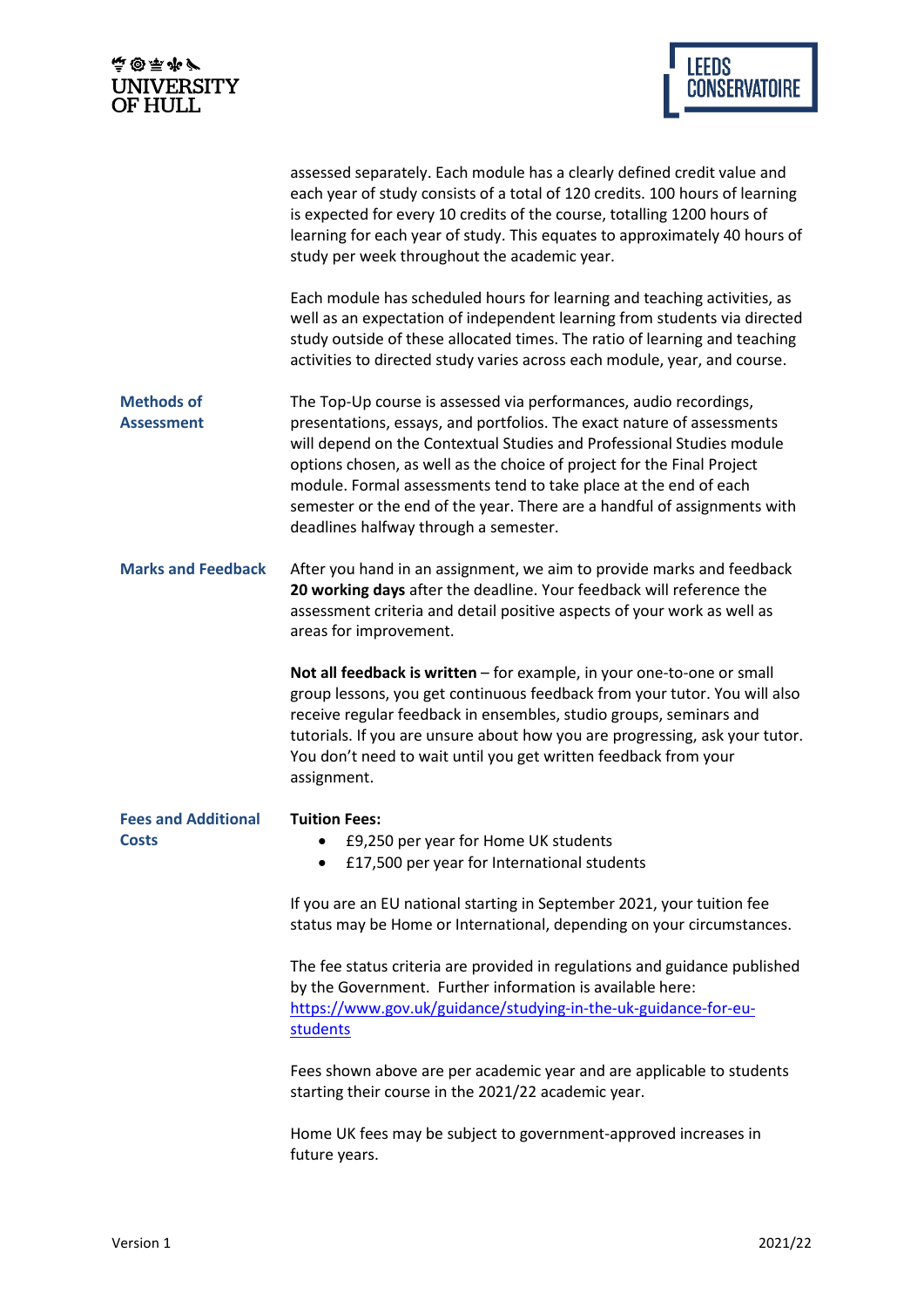assessed separately. Each module has a clearly defined credit value and each year of study consists of a total of 120 credits. 100 hours of learning is expected for every 10 credits of the course, totalling 1200 hours of learning for each year of study. This equates to approximately 40 hours of study per week throughout the academic year.

Each module has scheduled hours for learning and teaching activities, as well as an expectation of independent learning from students via directed study outside of these allocated times. The ratio of learning and teaching activities to directed study varies across each module, year, and course.

### Methods of Assessment

The Top-Up course is assessed via performances, audio recordings, presentations, essays, and portfolios. The exact nature of assessments will depend on the Contextual Studies and Professional Studies module options chosen, as well as the choice of project for the Final Project module. Formal assessments tend to take place at the end of each semester or the end of the year. There are a handful of assignments with deadlines halfway through a semester.

### Marks and Feedback

After you hand in an assignment, we aim to provide marks and feedback **20 working days** after the deadline. Your feedback will reference the assessment criteria and detail positive aspects of your work as well as areas for improvement.

**Not all feedback is written** – for example, in your one-to-one or small group lessons, you get continuous feedback from your tutor. You will also receive regular feedback in ensembles, studio groups, seminars and tutorials. If you are unsure about how you are progressing, ask your tutor. You don't need to wait until you get written feedback from your assignment.

### Fees and Additional Costs

**Tuition Fees:**

- £9,250 per year for Home UK students
- £17,500 per year for International students

If you are an EU national starting in September 2021, your tuition fee status may be Home or International, depending on your circumstances.

The fee status criteria are provided in regulations and guidance published by the Government. Further information is available here: [https://www.gov.uk/guidance/studying-in-the-uk-guidance-for-eu-students](https://www.gov.uk/guidance/studying-in-the-uk-guidance-for-eu-students)

Fees shown above are per academic year and are applicable to students starting their course in the 2021/22 academic year.

Home UK fees may be subject to government-approved increases in future years.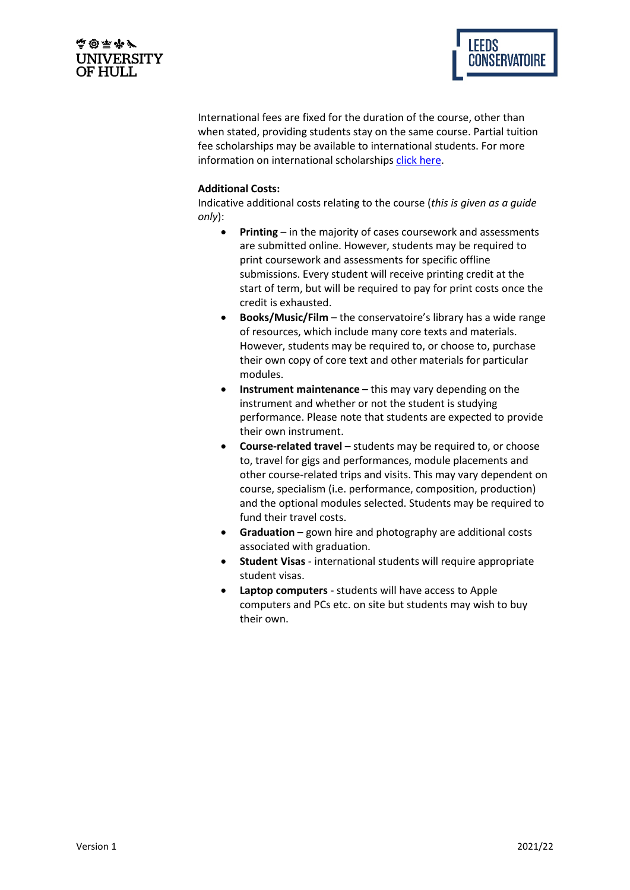International fees are fixed for the duration of the course, other than when stated, providing students stay on the same course. Partial tuition fee scholarships may be available to international students. For more information on international scholarships click here.

**Additional Costs:**

Indicative additional costs relating to the course (*this is given as a guide only*):

- **Printing** – in the majority of cases coursework and assessments are submitted online. However, students may be required to print coursework and assessments for specific offline submissions. Every student will receive printing credit at the start of term, but will be required to pay for print costs once the credit is exhausted.
- **Books/Music/Film** – the conservatoire's library has a wide range of resources, which include many core texts and materials. However, students may be required to, or choose to, purchase their own copy of core text and other materials for particular modules.
- **Instrument maintenance** – this may vary depending on the instrument and whether or not the student is studying performance. Please note that students are expected to provide their own instrument.
- **Course-related travel** – students may be required to, or choose to, travel for gigs and performances, module placements and other course-related trips and visits. This may vary dependent on course, specialism (i.e. performance, composition, production) and the optional modules selected. Students may be required to fund their travel costs.
- **Graduation** – gown hire and photography are additional costs associated with graduation.
- **Student Visas** - international students will require appropriate student visas.
- **Laptop computers** - students will have access to Apple computers and PCs etc. on site but students may wish to buy their own.